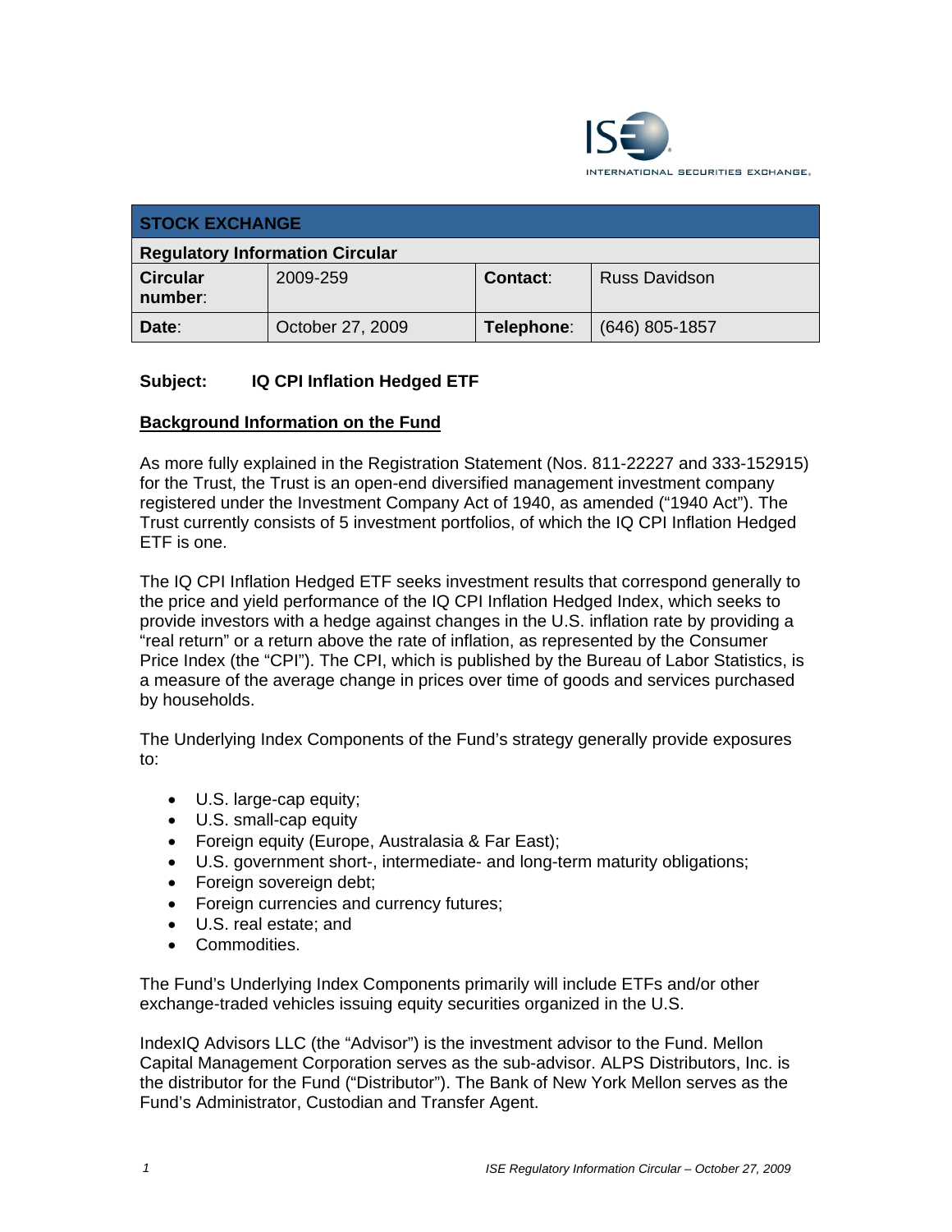| STOCK EXCHANGE | | | |
|---|---|---|---|
| **Regulatory Information Circular** | | | |
| **Circular number:** | 2009-259 | **Contact:** | Russ Davidson |
| **Date:** | October 27, 2009 | **Telephone:** | (646) 805-1857 |

**Subject: IQ CPI Inflation Hedged ETF**

## Background Information on the Fund

As more fully explained in the Registration Statement (Nos. 811-22227 and 333-152915) for the Trust, the Trust is an open-end diversified management investment company registered under the Investment Company Act of 1940, as amended ("1940 Act"). The Trust currently consists of 5 investment portfolios, of which the IQ CPI Inflation Hedged ETF is one.

The IQ CPI Inflation Hedged ETF seeks investment results that correspond generally to the price and yield performance of the IQ CPI Inflation Hedged Index, which seeks to provide investors with a hedge against changes in the U.S. inflation rate by providing a "real return" or a return above the rate of inflation, as represented by the Consumer Price Index (the "CPI"). The CPI, which is published by the Bureau of Labor Statistics, is a measure of the average change in prices over time of goods and services purchased by households.

The Underlying Index Components of the Fund's strategy generally provide exposures to:

- U.S. large-cap equity;
- U.S. small-cap equity
- Foreign equity (Europe, Australasia & Far East);
- U.S. government short-, intermediate- and long-term maturity obligations;
- Foreign sovereign debt;
- Foreign currencies and currency futures;
- U.S. real estate; and
- Commodities.

The Fund's Underlying Index Components primarily will include ETFs and/or other exchange-traded vehicles issuing equity securities organized in the U.S.

IndexIQ Advisors LLC (the "Advisor") is the investment advisor to the Fund. Mellon Capital Management Corporation serves as the sub-advisor. ALPS Distributors, Inc. is the distributor for the Fund ("Distributor"). The Bank of New York Mellon serves as the Fund's Administrator, Custodian and Transfer Agent.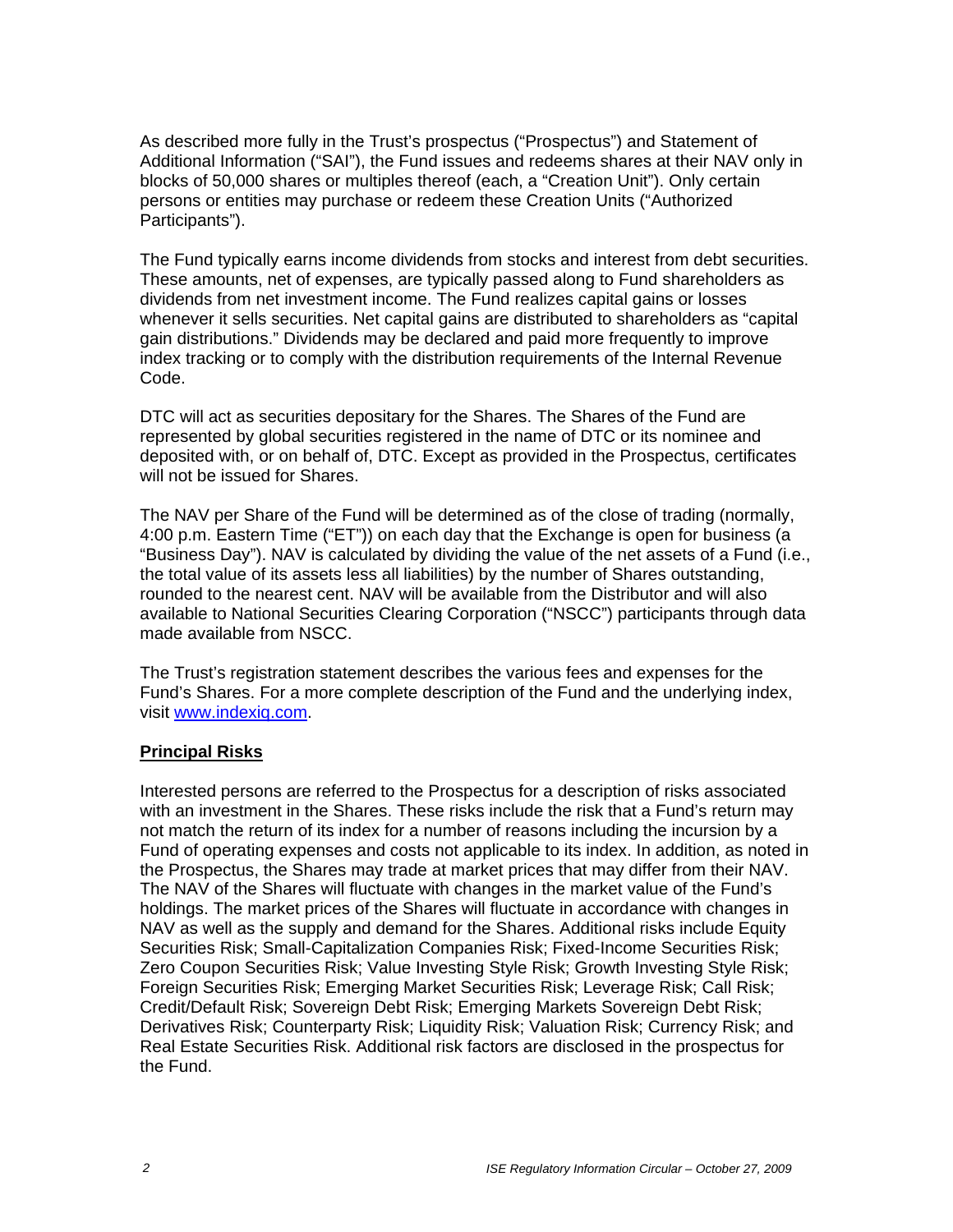As described more fully in the Trust's prospectus ("Prospectus") and Statement of Additional Information ("SAI"), the Fund issues and redeems shares at their NAV only in blocks of 50,000 shares or multiples thereof (each, a "Creation Unit"). Only certain persons or entities may purchase or redeem these Creation Units ("Authorized Participants").

The Fund typically earns income dividends from stocks and interest from debt securities. These amounts, net of expenses, are typically passed along to Fund shareholders as dividends from net investment income. The Fund realizes capital gains or losses whenever it sells securities. Net capital gains are distributed to shareholders as "capital gain distributions." Dividends may be declared and paid more frequently to improve index tracking or to comply with the distribution requirements of the Internal Revenue Code.

DTC will act as securities depositary for the Shares. The Shares of the Fund are represented by global securities registered in the name of DTC or its nominee and deposited with, or on behalf of, DTC. Except as provided in the Prospectus, certificates will not be issued for Shares.

The NAV per Share of the Fund will be determined as of the close of trading (normally, 4:00 p.m. Eastern Time ("ET")) on each day that the Exchange is open for business (a "Business Day"). NAV is calculated by dividing the value of the net assets of a Fund (i.e., the total value of its assets less all liabilities) by the number of Shares outstanding, rounded to the nearest cent. NAV will be available from the Distributor and will also available to National Securities Clearing Corporation ("NSCC") participants through data made available from NSCC.

The Trust's registration statement describes the various fees and expenses for the Fund's Shares. For a more complete description of the Fund and the underlying index, visit [www.indexiq.com](http://www.indexiq.com).

**Principal Risks**

Interested persons are referred to the Prospectus for a description of risks associated with an investment in the Shares. These risks include the risk that a Fund's return may not match the return of its index for a number of reasons including the incursion by a Fund of operating expenses and costs not applicable to its index. In addition, as noted in the Prospectus, the Shares may trade at market prices that may differ from their NAV. The NAV of the Shares will fluctuate with changes in the market value of the Fund's holdings. The market prices of the Shares will fluctuate in accordance with changes in NAV as well as the supply and demand for the Shares. Additional risks include Equity Securities Risk; Small-Capitalization Companies Risk; Fixed-Income Securities Risk; Zero Coupon Securities Risk; Value Investing Style Risk; Growth Investing Style Risk; Foreign Securities Risk; Emerging Market Securities Risk; Leverage Risk; Call Risk; Credit/Default Risk; Sovereign Debt Risk; Emerging Markets Sovereign Debt Risk; Derivatives Risk; Counterparty Risk; Liquidity Risk; Valuation Risk; Currency Risk; and Real Estate Securities Risk. Additional risk factors are disclosed in the prospectus for the Fund.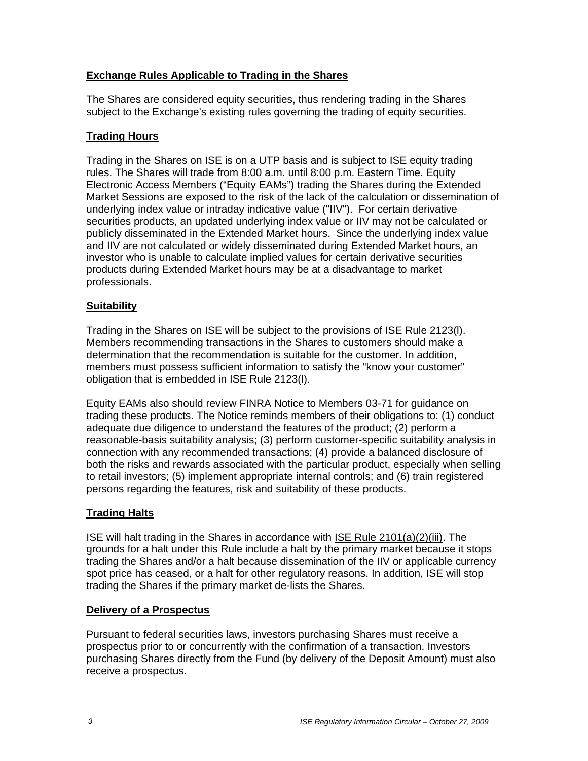## Exchange Rules Applicable to Trading in the Shares

The Shares are considered equity securities, thus rendering trading in the Shares subject to the Exchange's existing rules governing the trading of equity securities.

## Trading Hours

Trading in the Shares on ISE is on a UTP basis and is subject to ISE equity trading rules. The Shares will trade from 8:00 a.m. until 8:00 p.m. Eastern Time. Equity Electronic Access Members ("Equity EAMs") trading the Shares during the Extended Market Sessions are exposed to the risk of the lack of the calculation or dissemination of underlying index value or intraday indicative value ("IIV"). For certain derivative securities products, an updated underlying index value or IIV may not be calculated or publicly disseminated in the Extended Market hours. Since the underlying index value and IIV are not calculated or widely disseminated during Extended Market hours, an investor who is unable to calculate implied values for certain derivative securities products during Extended Market hours may be at a disadvantage to market professionals.

## Suitability

Trading in the Shares on ISE will be subject to the provisions of ISE Rule 2123(l). Members recommending transactions in the Shares to customers should make a determination that the recommendation is suitable for the customer. In addition, members must possess sufficient information to satisfy the "know your customer" obligation that is embedded in ISE Rule 2123(l).

Equity EAMs also should review FINRA Notice to Members 03-71 for guidance on trading these products. The Notice reminds members of their obligations to: (1) conduct adequate due diligence to understand the features of the product; (2) perform a reasonable-basis suitability analysis; (3) perform customer-specific suitability analysis in connection with any recommended transactions; (4) provide a balanced disclosure of both the risks and rewards associated with the particular product, especially when selling to retail investors; (5) implement appropriate internal controls; and (6) train registered persons regarding the features, risk and suitability of these products.

## Trading Halts

ISE will halt trading in the Shares in accordance with ISE Rule 2101(a)(2)(iii). The grounds for a halt under this Rule include a halt by the primary market because it stops trading the Shares and/or a halt because dissemination of the IIV or applicable currency spot price has ceased, or a halt for other regulatory reasons. In addition, ISE will stop trading the Shares if the primary market de-lists the Shares.

## Delivery of a Prospectus

Pursuant to federal securities laws, investors purchasing Shares must receive a prospectus prior to or concurrently with the confirmation of a transaction. Investors purchasing Shares directly from the Fund (by delivery of the Deposit Amount) must also receive a prospectus.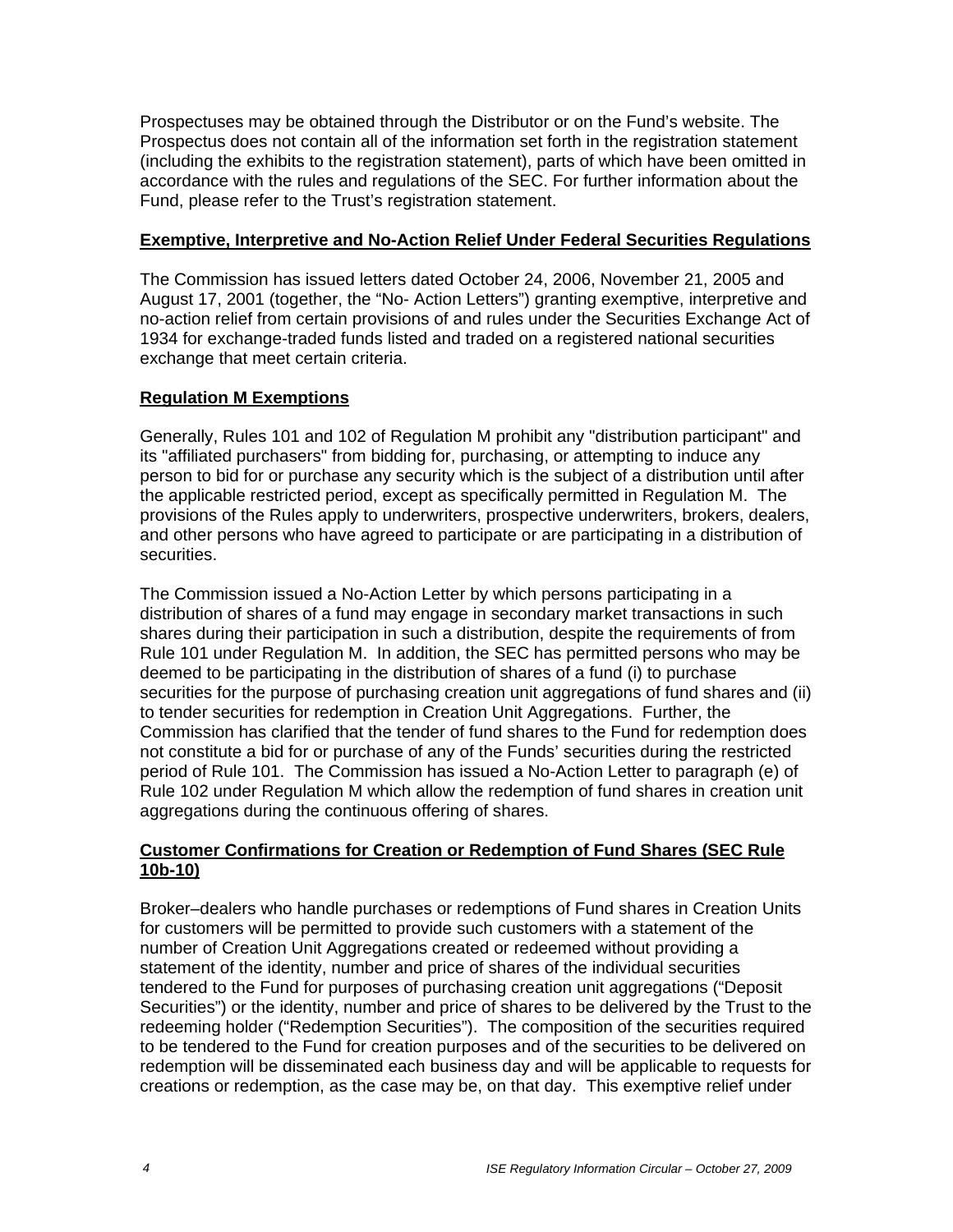Prospectuses may be obtained through the Distributor or on the Fund's website. The Prospectus does not contain all of the information set forth in the registration statement (including the exhibits to the registration statement), parts of which have been omitted in accordance with the rules and regulations of the SEC. For further information about the Fund, please refer to the Trust's registration statement.

## Exemptive, Interpretive and No-Action Relief Under Federal Securities Regulations

The Commission has issued letters dated October 24, 2006, November 21, 2005 and August 17, 2001 (together, the "No- Action Letters") granting exemptive, interpretive and no-action relief from certain provisions of and rules under the Securities Exchange Act of 1934 for exchange-traded funds listed and traded on a registered national securities exchange that meet certain criteria.

## Regulation M Exemptions

Generally, Rules 101 and 102 of Regulation M prohibit any "distribution participant" and its "affiliated purchasers" from bidding for, purchasing, or attempting to induce any person to bid for or purchase any security which is the subject of a distribution until after the applicable restricted period, except as specifically permitted in Regulation M. The provisions of the Rules apply to underwriters, prospective underwriters, brokers, dealers, and other persons who have agreed to participate or are participating in a distribution of securities.

The Commission issued a No-Action Letter by which persons participating in a distribution of shares of a fund may engage in secondary market transactions in such shares during their participation in such a distribution, despite the requirements of from Rule 101 under Regulation M. In addition, the SEC has permitted persons who may be deemed to be participating in the distribution of shares of a fund (i) to purchase securities for the purpose of purchasing creation unit aggregations of fund shares and (ii) to tender securities for redemption in Creation Unit Aggregations. Further, the Commission has clarified that the tender of fund shares to the Fund for redemption does not constitute a bid for or purchase of any of the Funds' securities during the restricted period of Rule 101. The Commission has issued a No-Action Letter to paragraph (e) of Rule 102 under Regulation M which allow the redemption of fund shares in creation unit aggregations during the continuous offering of shares.

## Customer Confirmations for Creation or Redemption of Fund Shares (SEC Rule 10b-10)

Broker–dealers who handle purchases or redemptions of Fund shares in Creation Units for customers will be permitted to provide such customers with a statement of the number of Creation Unit Aggregations created or redeemed without providing a statement of the identity, number and price of shares of the individual securities tendered to the Fund for purposes of purchasing creation unit aggregations ("Deposit Securities") or the identity, number and price of shares to be delivered by the Trust to the redeeming holder ("Redemption Securities"). The composition of the securities required to be tendered to the Fund for creation purposes and of the securities to be delivered on redemption will be disseminated each business day and will be applicable to requests for creations or redemption, as the case may be, on that day. This exemptive relief under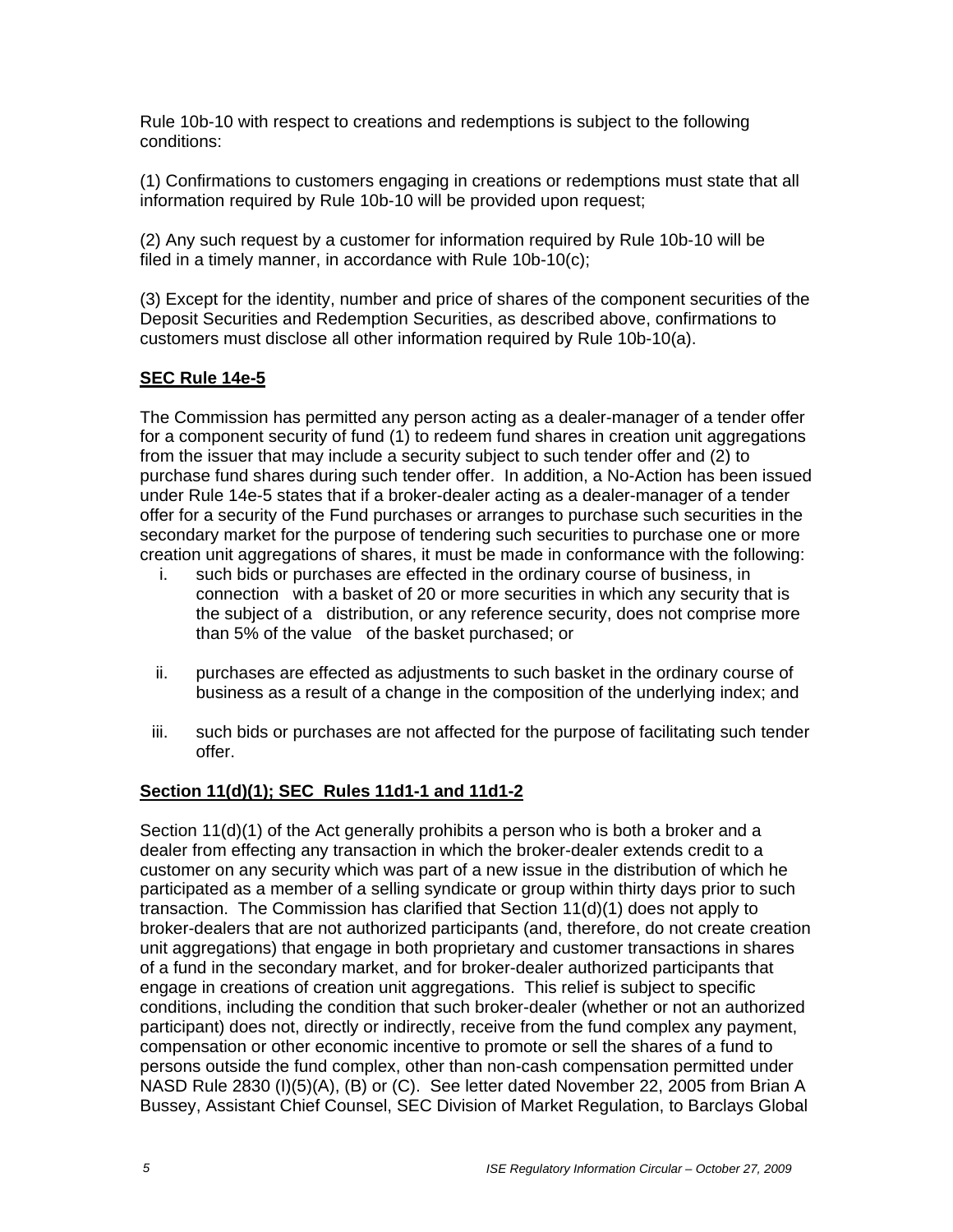Rule 10b-10 with respect to creations and redemptions is subject to the following conditions:

(1) Confirmations to customers engaging in creations or redemptions must state that all information required by Rule 10b-10 will be provided upon request;

(2) Any such request by a customer for information required by Rule 10b-10 will be filed in a timely manner, in accordance with Rule 10b-10(c);

(3) Except for the identity, number and price of shares of the component securities of the Deposit Securities and Redemption Securities, as described above, confirmations to customers must disclose all other information required by Rule 10b-10(a).

**SEC Rule 14e-5**

The Commission has permitted any person acting as a dealer-manager of a tender offer for a component security of fund (1) to redeem fund shares in creation unit aggregations from the issuer that may include a security subject to such tender offer and (2) to purchase fund shares during such tender offer. In addition, a No-Action has been issued under Rule 14e-5 states that if a broker-dealer acting as a dealer-manager of a tender offer for a security of the Fund purchases or arranges to purchase such securities in the secondary market for the purpose of tendering such securities to purchase one or more creation unit aggregations of shares, it must be made in conformance with the following:

i. such bids or purchases are effected in the ordinary course of business, in connection with a basket of 20 or more securities in which any security that is the subject of a distribution, or any reference security, does not comprise more than 5% of the value of the basket purchased; or

ii. purchases are effected as adjustments to such basket in the ordinary course of business as a result of a change in the composition of the underlying index; and

iii. such bids or purchases are not affected for the purpose of facilitating such tender offer.

**Section 11(d)(1); SEC Rules 11d1-1 and 11d1-2**

Section 11(d)(1) of the Act generally prohibits a person who is both a broker and a dealer from effecting any transaction in which the broker-dealer extends credit to a customer on any security which was part of a new issue in the distribution of which he participated as a member of a selling syndicate or group within thirty days prior to such transaction. The Commission has clarified that Section 11(d)(1) does not apply to broker-dealers that are not authorized participants (and, therefore, do not create creation unit aggregations) that engage in both proprietary and customer transactions in shares of a fund in the secondary market, and for broker-dealer authorized participants that engage in creations of creation unit aggregations. This relief is subject to specific conditions, including the condition that such broker-dealer (whether or not an authorized participant) does not, directly or indirectly, receive from the fund complex any payment, compensation or other economic incentive to promote or sell the shares of a fund to persons outside the fund complex, other than non-cash compensation permitted under NASD Rule 2830 (I)(5)(A), (B) or (C). See letter dated November 22, 2005 from Brian A Bussey, Assistant Chief Counsel, SEC Division of Market Regulation, to Barclays Global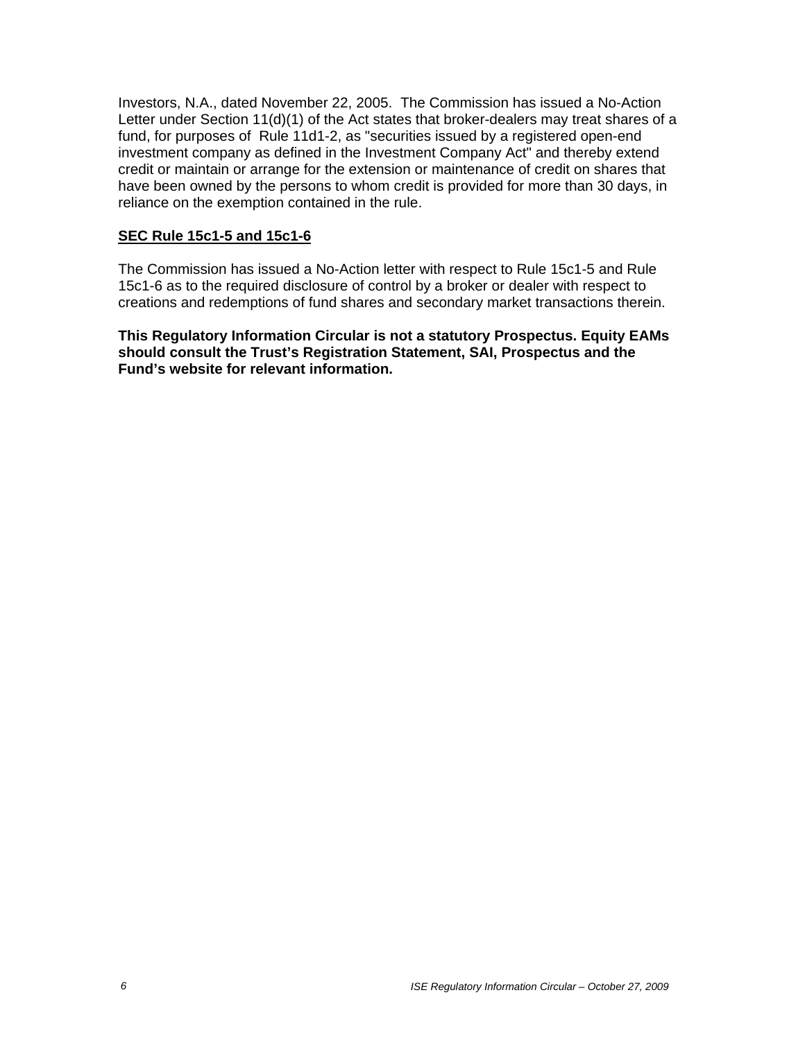Investors, N.A., dated November 22, 2005. The Commission has issued a No-Action Letter under Section 11(d)(1) of the Act states that broker-dealers may treat shares of a fund, for purposes of Rule 11d1-2, as "securities issued by a registered open-end investment company as defined in the Investment Company Act" and thereby extend credit or maintain or arrange for the extension or maintenance of credit on shares that have been owned by the persons to whom credit is provided for more than 30 days, in reliance on the exemption contained in the rule.

**SEC Rule 15c1-5 and 15c1-6**

The Commission has issued a No-Action letter with respect to Rule 15c1-5 and Rule 15c1-6 as to the required disclosure of control by a broker or dealer with respect to creations and redemptions of fund shares and secondary market transactions therein.

**This Regulatory Information Circular is not a statutory Prospectus. Equity EAMs should consult the Trust's Registration Statement, SAI, Prospectus and the Fund's website for relevant information.**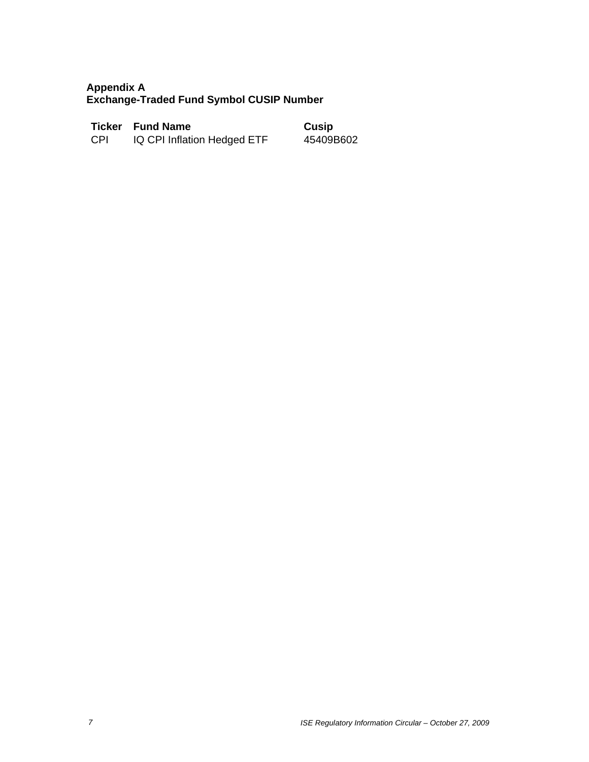**Appendix A**
**Exchange-Traded Fund Symbol CUSIP Number**

| Ticker | Fund Name | Cusip |
| --- | --- | --- |
| CPI | IQ CPI Inflation Hedged ETF | 45409B602 |